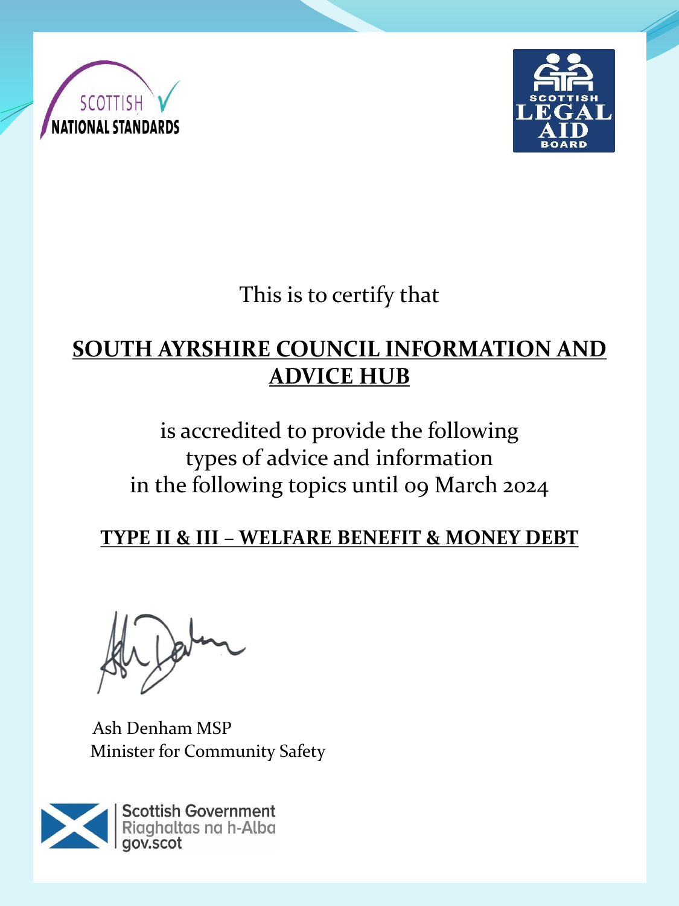SCOTTISH NATIONAL STANDARDS

SCOTTISH LEGAL AID BOARD

This is to certify that

**SOUTH AYRSHIRE COUNCIL INFORMATION AND ADVICE HUB**

is accredited to provide the following
types of advice and information
in the following topics until 09 March 2024

**TYPE II & III – WELFARE BENEFIT & MONEY DEBT**

Ash Denham MSP
Minister for Community Safety

Scottish Government
Riaghaltas na h-Alba
gov.scot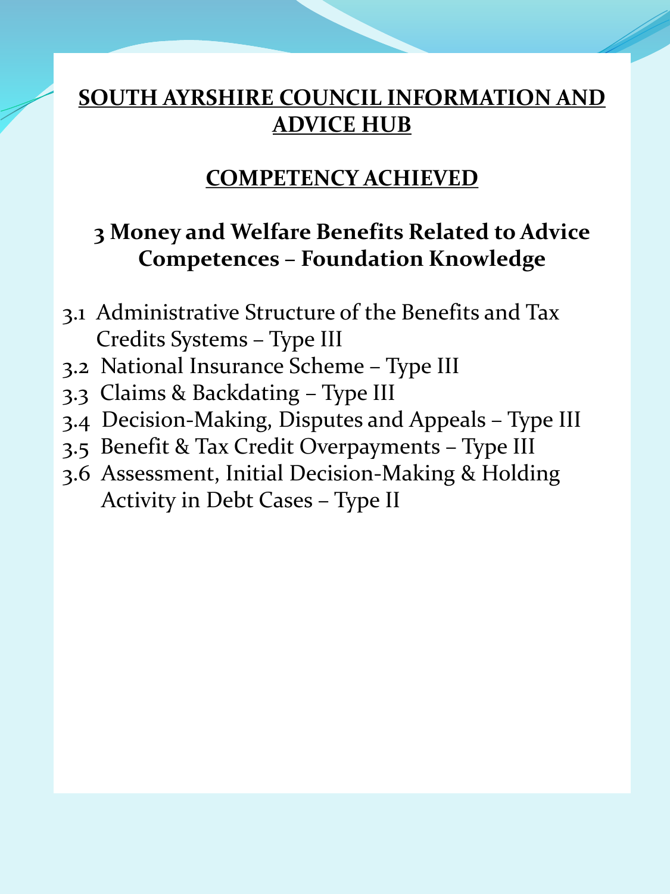# SOUTH AYRSHIRE COUNCIL INFORMATION AND ADVICE HUB

## COMPETENCY ACHIEVED

### 3 Money and Welfare Benefits Related to Advice Competences – Foundation Knowledge

- 3.1 Administrative Structure of the Benefits and Tax Credits Systems – Type III
- 3.2 National Insurance Scheme – Type III
- 3.3 Claims & Backdating – Type III
- 3.4 Decision-Making, Disputes and Appeals – Type III
- 3.5 Benefit & Tax Credit Overpayments – Type III
- 3.6 Assessment, Initial Decision-Making & Holding Activity in Debt Cases – Type II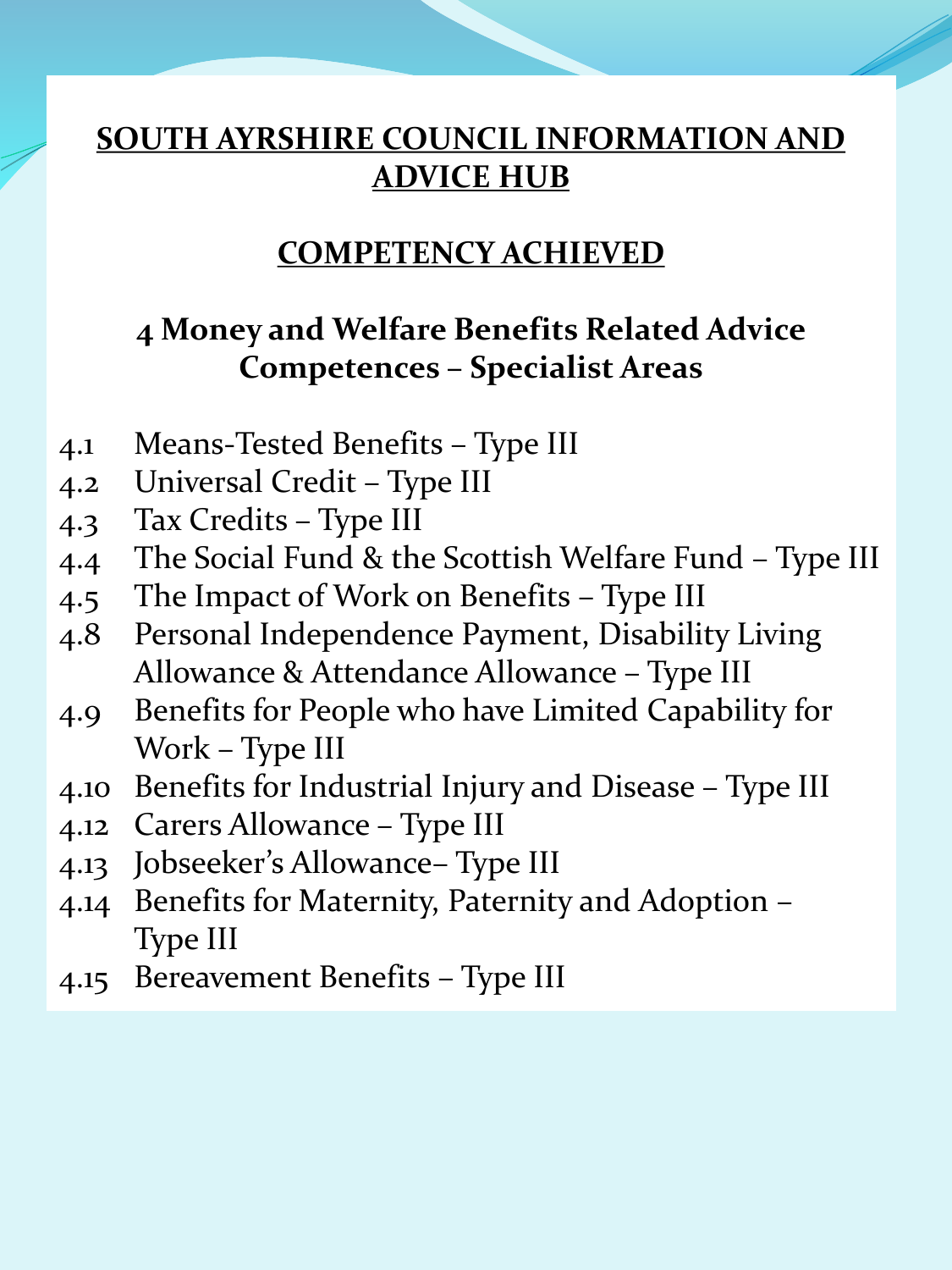# SOUTH AYRSHIRE COUNCIL INFORMATION AND ADVICE HUB

## COMPETENCY ACHIEVED

### 4 Money and Welfare Benefits Related Advice Competences – Specialist Areas

4.1 Means-Tested Benefits – Type III
4.2 Universal Credit – Type III
4.3 Tax Credits – Type III
4.4 The Social Fund & the Scottish Welfare Fund – Type III
4.5 The Impact of Work on Benefits – Type III
4.8 Personal Independence Payment, Disability Living Allowance & Attendance Allowance – Type III
4.9 Benefits for People who have Limited Capability for Work – Type III
4.10 Benefits for Industrial Injury and Disease – Type III
4.12 Carers Allowance – Type III
4.13 Jobseeker's Allowance– Type III
4.14 Benefits for Maternity, Paternity and Adoption – Type III
4.15 Bereavement Benefits – Type III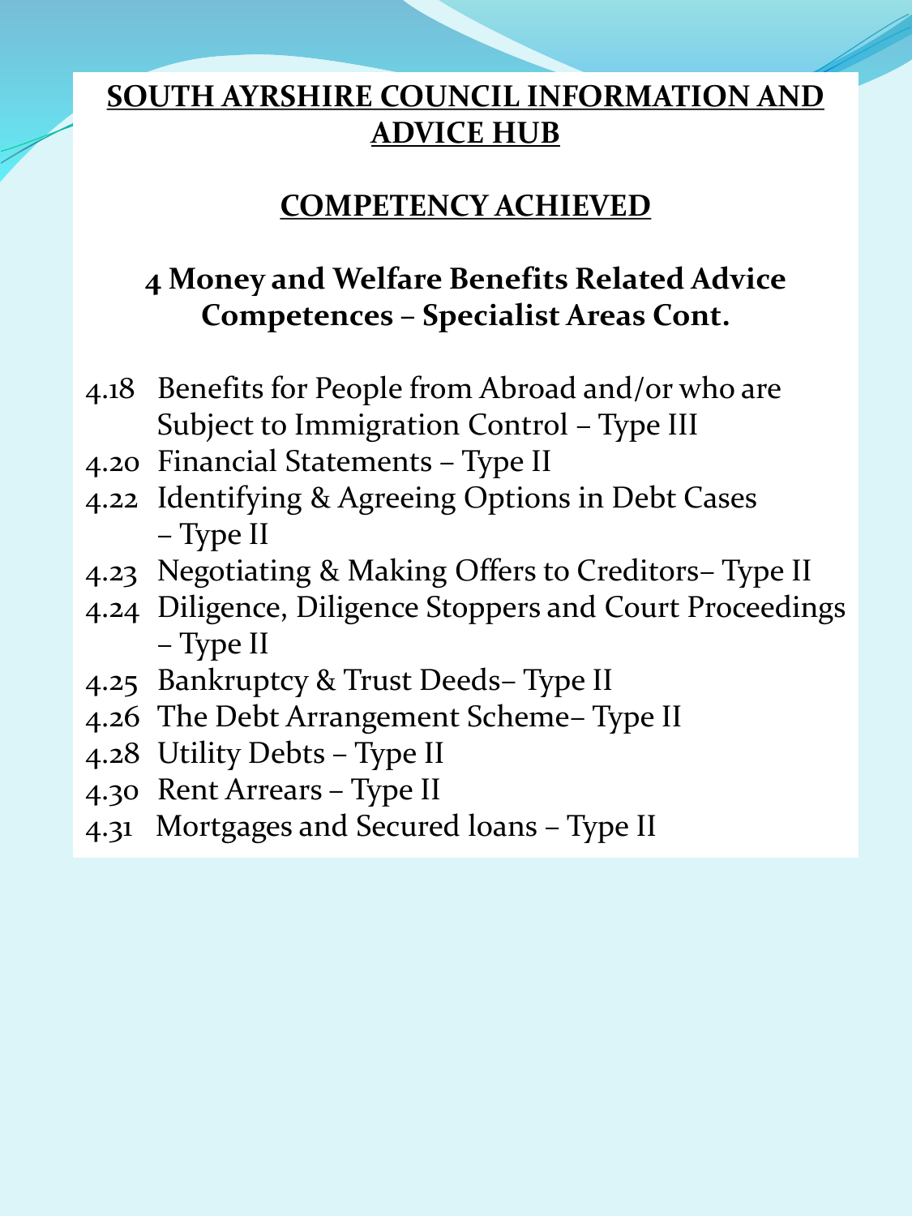# SOUTH AYRSHIRE COUNCIL INFORMATION AND ADVICE HUB

## COMPETENCY ACHIEVED

### 4 Money and Welfare Benefits Related Advice Competences – Specialist Areas Cont.

4.18 Benefits for People from Abroad and/or who are Subject to Immigration Control – Type III
4.20 Financial Statements – Type II
4.22 Identifying & Agreeing Options in Debt Cases – Type II
4.23 Negotiating & Making Offers to Creditors– Type II
4.24 Diligence, Diligence Stoppers and Court Proceedings – Type II
4.25 Bankruptcy & Trust Deeds– Type II
4.26 The Debt Arrangement Scheme– Type II
4.28 Utility Debts – Type II
4.30 Rent Arrears – Type II
4.31 Mortgages and Secured loans – Type II